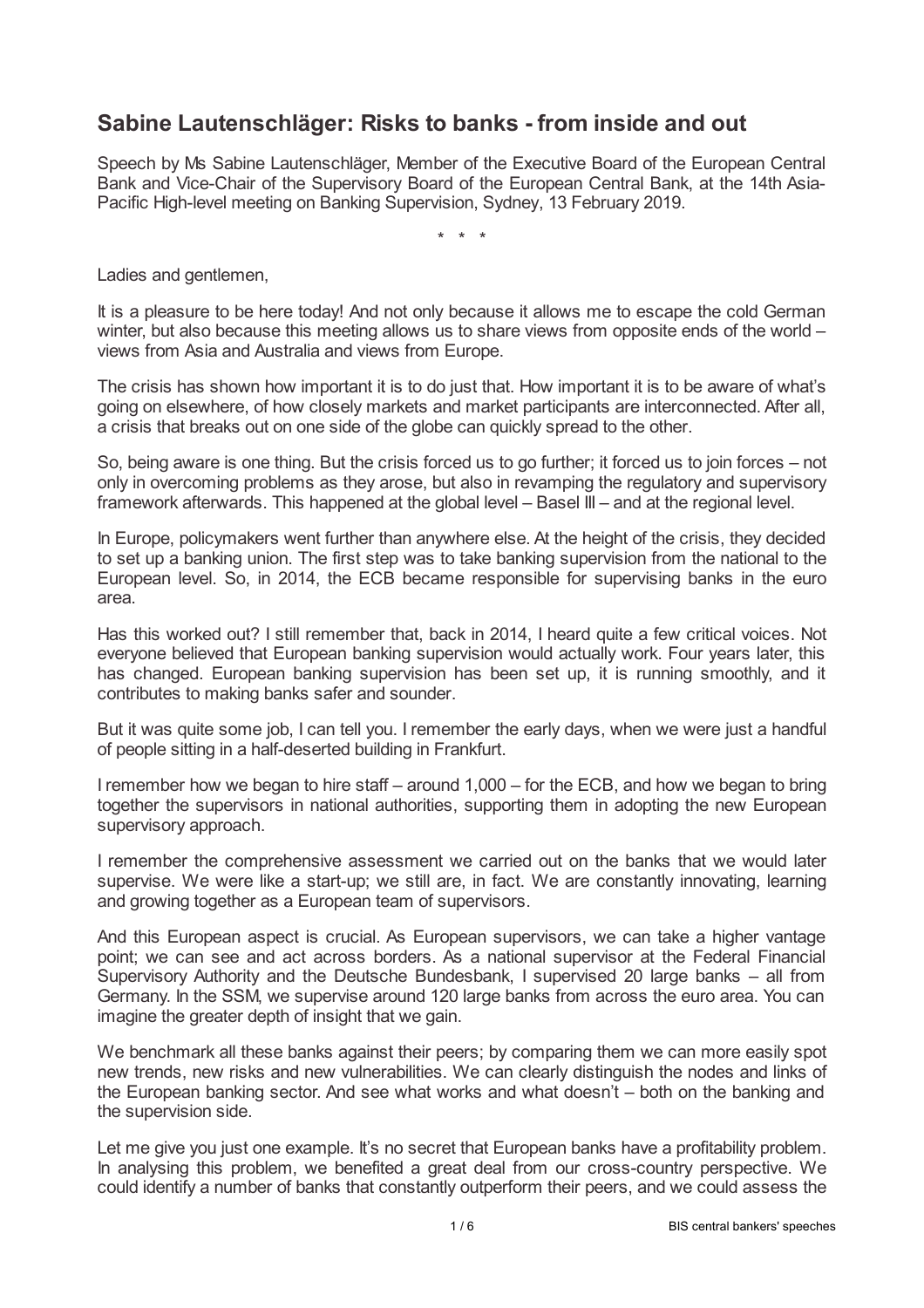# Sabine Lautenschläger: Risks to banks - from inside and out

Speech by Ms Sabine Lautenschläger, Member of the Executive Board of the European Central Bank and Vice-Chair of the Supervisory Board of the European Central Bank, at the 14th Asia-Pacific High-level meeting on Banking Supervision, Sydney, 13 February 2019.

\* \* \*

Ladies and gentlemen,

It is a pleasure to be here today! And not only because it allows me to escape the cold German winter, but also because this meeting allows us to share views from opposite ends of the world – views from Asia and Australia and views from Europe.

The crisis has shown how important it is to do just that. How important it is to be aware of what's going on elsewhere, of how closely markets and market participants are interconnected. After all, a crisis that breaks out on one side of the globe can quickly spread to the other.

So, being aware is one thing. But the crisis forced us to go further; it forced us to join forces – not only in overcoming problems as they arose, but also in revamping the regulatory and supervisory framework afterwards. This happened at the global level – Basel III – and at the regional level.

In Europe, policymakers went further than anywhere else. At the height of the crisis, they decided to set up a banking union. The first step was to take banking supervision from the national to the European level. So, in 2014, the ECB became responsible for supervising banks in the euro area.

Has this worked out? I still remember that, back in 2014, I heard quite a few critical voices. Not everyone believed that European banking supervision would actually work. Four years later, this has changed. European banking supervision has been set up, it is running smoothly, and it contributes to making banks safer and sounder.

But it was quite some job, I can tell you. I remember the early days, when we were just a handful of people sitting in a half-deserted building in Frankfurt.

I remember how we began to hire staff – around 1,000 – for the ECB, and how we began to bring together the supervisors in national authorities, supporting them in adopting the new European supervisory approach.

I remember the comprehensive assessment we carried out on the banks that we would later supervise. We were like a start-up; we still are, in fact. We are constantly innovating, learning and growing together as a European team of supervisors.

And this European aspect is crucial. As European supervisors, we can take a higher vantage point; we can see and act across borders. As a national supervisor at the Federal Financial Supervisory Authority and the Deutsche Bundesbank, I supervised 20 large banks – all from Germany. In the SSM, we supervise around 120 large banks from across the euro area. You can imagine the greater depth of insight that we gain.

We benchmark all these banks against their peers; by comparing them we can more easily spot new trends, new risks and new vulnerabilities. We can clearly distinguish the nodes and links of the European banking sector. And see what works and what doesn't – both on the banking and the supervision side.

Let me give you just one example. It's no secret that European banks have a profitability problem. In analysing this problem, we benefited a great deal from our cross-country perspective. We could identify a number of banks that constantly outperform their peers, and we could assess the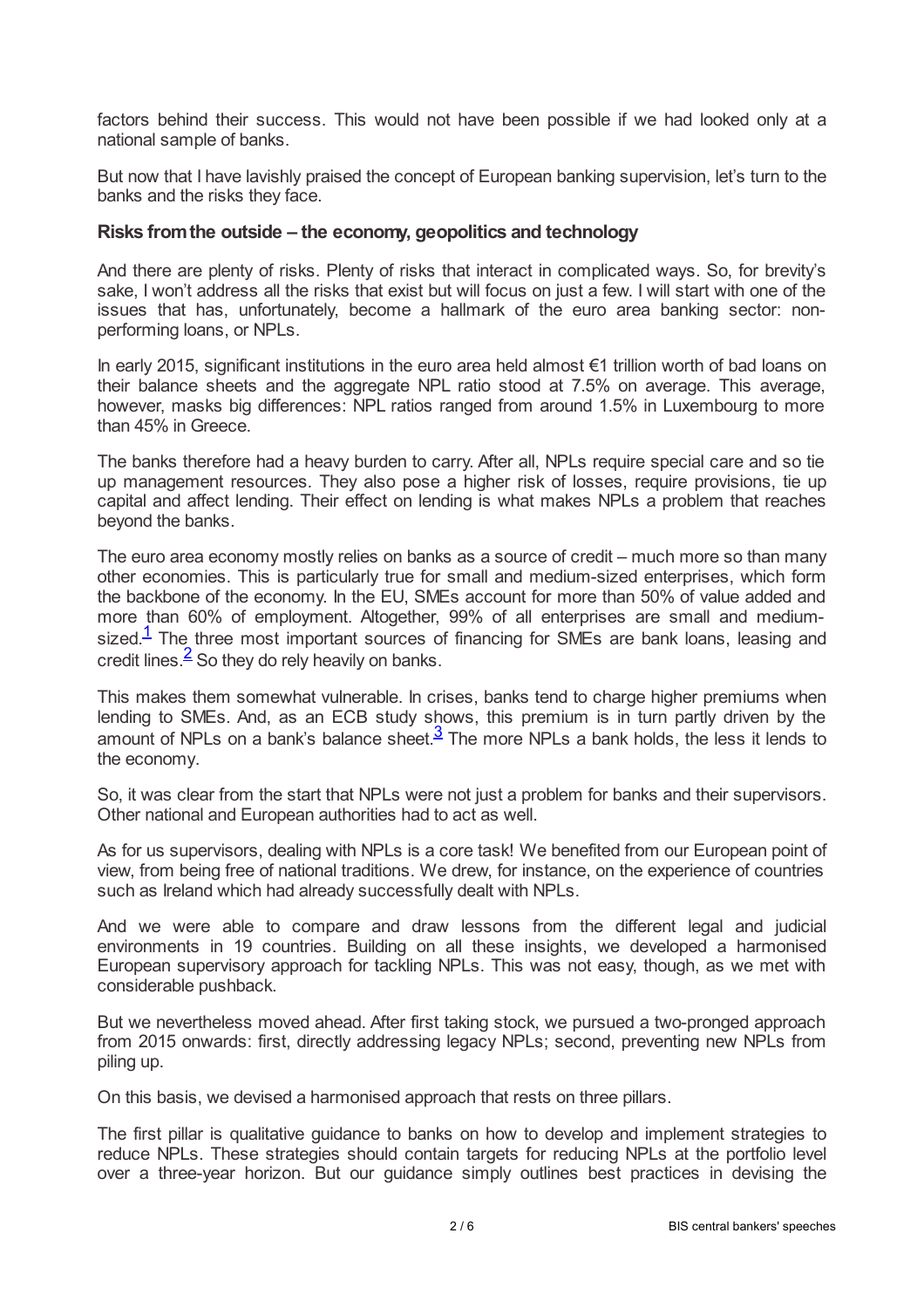factors behind their success. This would not have been possible if we had looked only at a national sample of banks.

But now that I have lavishly praised the concept of European banking supervision, let's turn to the banks and the risks they face.

### Risks from the outside – the economy, geopolitics and technology

And there are plenty of risks. Plenty of risks that interact in complicated ways. So, for brevity's sake, I won't address all the risks that exist but will focus on just a few. I will start with one of the issues that has, unfortunately, become a hallmark of the euro area banking sector: non-performing loans, or NPLs.

In early 2015, significant institutions in the euro area held almost €1 trillion worth of bad loans on their balance sheets and the aggregate NPL ratio stood at 7.5% on average. This average, however, masks big differences: NPL ratios ranged from around 1.5% in Luxembourg to more than 45% in Greece.

The banks therefore had a heavy burden to carry. After all, NPLs require special care and so tie up management resources. They also pose a higher risk of losses, require provisions, tie up capital and affect lending. Their effect on lending is what makes NPLs a problem that reaches beyond the banks.

The euro area economy mostly relies on banks as a source of credit – much more so than many other economies. This is particularly true for small and medium-sized enterprises, which form the backbone of the economy. In the EU, SMEs account for more than 50% of value added and more than 60% of employment. Altogether, 99% of all enterprises are small and medium-sized.[1] The three most important sources of financing for SMEs are bank loans, leasing and credit lines.[2] So they do rely heavily on banks.

This makes them somewhat vulnerable. In crises, banks tend to charge higher premiums when lending to SMEs. And, as an ECB study shows, this premium is in turn partly driven by the amount of NPLs on a bank's balance sheet.[3] The more NPLs a bank holds, the less it lends to the economy.

So, it was clear from the start that NPLs were not just a problem for banks and their supervisors. Other national and European authorities had to act as well.

As for us supervisors, dealing with NPLs is a core task! We benefited from our European point of view, from being free of national traditions. We drew, for instance, on the experience of countries such as Ireland which had already successfully dealt with NPLs.

And we were able to compare and draw lessons from the different legal and judicial environments in 19 countries. Building on all these insights, we developed a harmonised European supervisory approach for tackling NPLs. This was not easy, though, as we met with considerable pushback.

But we nevertheless moved ahead. After first taking stock, we pursued a two-pronged approach from 2015 onwards: first, directly addressing legacy NPLs; second, preventing new NPLs from piling up.

On this basis, we devised a harmonised approach that rests on three pillars.

The first pillar is qualitative guidance to banks on how to develop and implement strategies to reduce NPLs. These strategies should contain targets for reducing NPLs at the portfolio level over a three-year horizon. But our guidance simply outlines best practices in devising the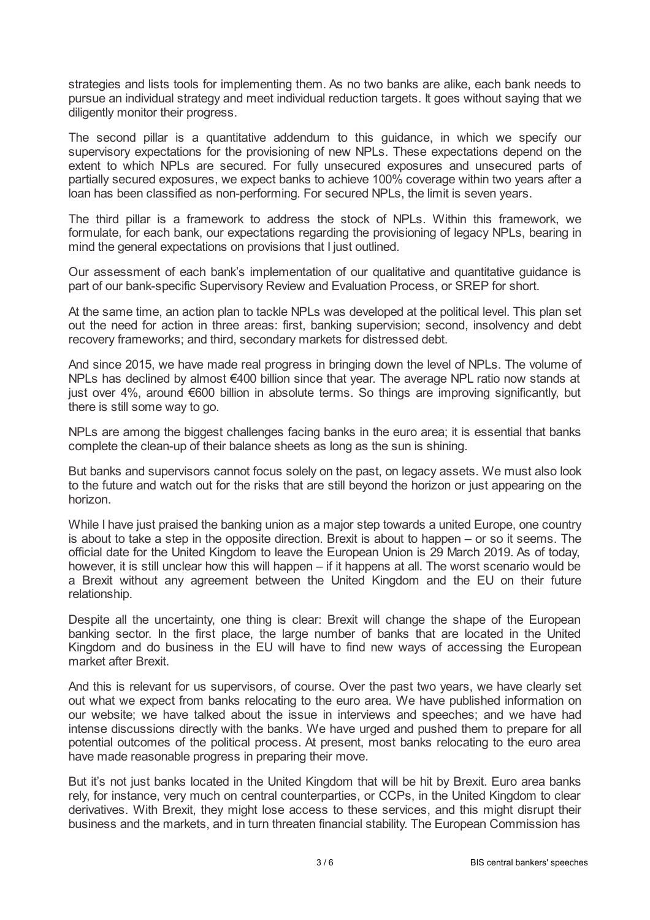strategies and lists tools for implementing them. As no two banks are alike, each bank needs to pursue an individual strategy and meet individual reduction targets. It goes without saying that we diligently monitor their progress.

The second pillar is a quantitative addendum to this guidance, in which we specify our supervisory expectations for the provisioning of new NPLs. These expectations depend on the extent to which NPLs are secured. For fully unsecured exposures and unsecured parts of partially secured exposures, we expect banks to achieve 100% coverage within two years after a loan has been classified as non-performing. For secured NPLs, the limit is seven years.

The third pillar is a framework to address the stock of NPLs. Within this framework, we formulate, for each bank, our expectations regarding the provisioning of legacy NPLs, bearing in mind the general expectations on provisions that I just outlined.

Our assessment of each bank's implementation of our qualitative and quantitative guidance is part of our bank-specific Supervisory Review and Evaluation Process, or SREP for short.

At the same time, an action plan to tackle NPLs was developed at the political level. This plan set out the need for action in three areas: first, banking supervision; second, insolvency and debt recovery frameworks; and third, secondary markets for distressed debt.

And since 2015, we have made real progress in bringing down the level of NPLs. The volume of NPLs has declined by almost €400 billion since that year. The average NPL ratio now stands at just over 4%, around €600 billion in absolute terms. So things are improving significantly, but there is still some way to go.

NPLs are among the biggest challenges facing banks in the euro area; it is essential that banks complete the clean-up of their balance sheets as long as the sun is shining.

But banks and supervisors cannot focus solely on the past, on legacy assets. We must also look to the future and watch out for the risks that are still beyond the horizon or just appearing on the horizon.

While I have just praised the banking union as a major step towards a united Europe, one country is about to take a step in the opposite direction. Brexit is about to happen – or so it seems. The official date for the United Kingdom to leave the European Union is 29 March 2019. As of today, however, it is still unclear how this will happen – if it happens at all. The worst scenario would be a Brexit without any agreement between the United Kingdom and the EU on their future relationship.

Despite all the uncertainty, one thing is clear: Brexit will change the shape of the European banking sector. In the first place, the large number of banks that are located in the United Kingdom and do business in the EU will have to find new ways of accessing the European market after Brexit.

And this is relevant for us supervisors, of course. Over the past two years, we have clearly set out what we expect from banks relocating to the euro area. We have published information on our website; we have talked about the issue in interviews and speeches; and we have had intense discussions directly with the banks. We have urged and pushed them to prepare for all potential outcomes of the political process. At present, most banks relocating to the euro area have made reasonable progress in preparing their move.

But it's not just banks located in the United Kingdom that will be hit by Brexit. Euro area banks rely, for instance, very much on central counterparties, or CCPs, in the United Kingdom to clear derivatives. With Brexit, they might lose access to these services, and this might disrupt their business and the markets, and in turn threaten financial stability. The European Commission has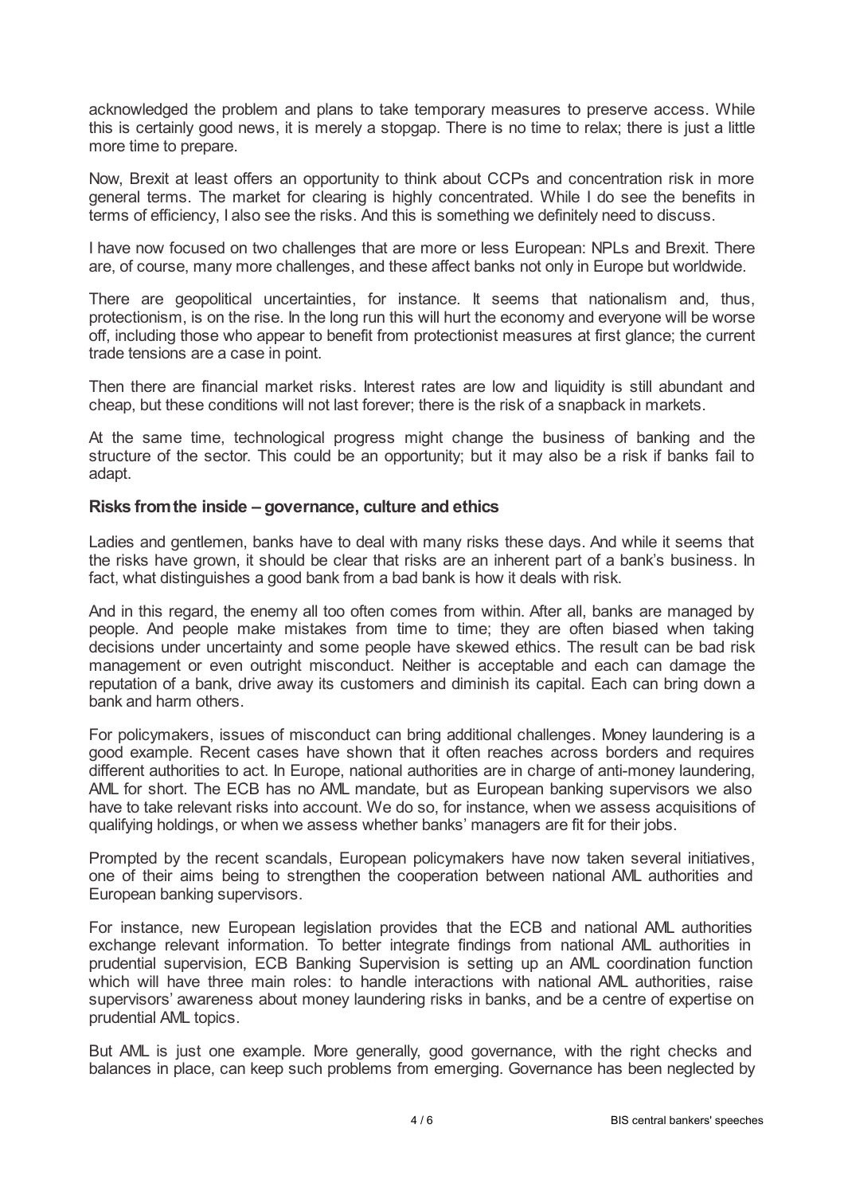acknowledged the problem and plans to take temporary measures to preserve access. While this is certainly good news, it is merely a stopgap. There is no time to relax; there is just a little more time to prepare.

Now, Brexit at least offers an opportunity to think about CCPs and concentration risk in more general terms. The market for clearing is highly concentrated. While I do see the benefits in terms of efficiency, I also see the risks. And this is something we definitely need to discuss.

I have now focused on two challenges that are more or less European: NPLs and Brexit. There are, of course, many more challenges, and these affect banks not only in Europe but worldwide.

There are geopolitical uncertainties, for instance. It seems that nationalism and, thus, protectionism, is on the rise. In the long run this will hurt the economy and everyone will be worse off, including those who appear to benefit from protectionist measures at first glance; the current trade tensions are a case in point.

Then there are financial market risks. Interest rates are low and liquidity is still abundant and cheap, but these conditions will not last forever; there is the risk of a snapback in markets.

At the same time, technological progress might change the business of banking and the structure of the sector. This could be an opportunity; but it may also be a risk if banks fail to adapt.

## Risks from the inside – governance, culture and ethics

Ladies and gentlemen, banks have to deal with many risks these days. And while it seems that the risks have grown, it should be clear that risks are an inherent part of a bank's business. In fact, what distinguishes a good bank from a bad bank is how it deals with risk.

And in this regard, the enemy all too often comes from within. After all, banks are managed by people. And people make mistakes from time to time; they are often biased when taking decisions under uncertainty and some people have skewed ethics. The result can be bad risk management or even outright misconduct. Neither is acceptable and each can damage the reputation of a bank, drive away its customers and diminish its capital. Each can bring down a bank and harm others.

For policymakers, issues of misconduct can bring additional challenges. Money laundering is a good example. Recent cases have shown that it often reaches across borders and requires different authorities to act. In Europe, national authorities are in charge of anti-money laundering, AML for short. The ECB has no AML mandate, but as European banking supervisors we also have to take relevant risks into account. We do so, for instance, when we assess acquisitions of qualifying holdings, or when we assess whether banks' managers are fit for their jobs.

Prompted by the recent scandals, European policymakers have now taken several initiatives, one of their aims being to strengthen the cooperation between national AML authorities and European banking supervisors.

For instance, new European legislation provides that the ECB and national AML authorities exchange relevant information. To better integrate findings from national AML authorities in prudential supervision, ECB Banking Supervision is setting up an AML coordination function which will have three main roles: to handle interactions with national AML authorities, raise supervisors' awareness about money laundering risks in banks, and be a centre of expertise on prudential AML topics.

But AML is just one example. More generally, good governance, with the right checks and balances in place, can keep such problems from emerging. Governance has been neglected by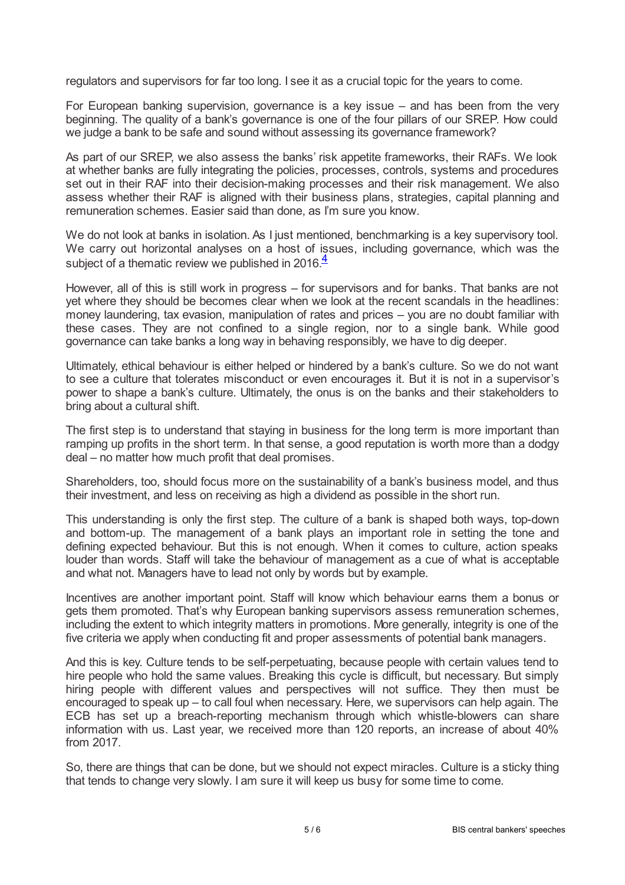regulators and supervisors for far too long. I see it as a crucial topic for the years to come.

For European banking supervision, governance is a key issue – and has been from the very beginning. The quality of a bank's governance is one of the four pillars of our SREP. How could we judge a bank to be safe and sound without assessing its governance framework?

As part of our SREP, we also assess the banks' risk appetite frameworks, their RAFs. We look at whether banks are fully integrating the policies, processes, controls, systems and procedures set out in their RAF into their decision-making processes and their risk management. We also assess whether their RAF is aligned with their business plans, strategies, capital planning and remuneration schemes. Easier said than done, as I'm sure you know.

We do not look at banks in isolation. As I just mentioned, benchmarking is a key supervisory tool. We carry out horizontal analyses on a host of issues, including governance, which was the subject of a thematic review we published in 2016.[4]

However, all of this is still work in progress – for supervisors and for banks. That banks are not yet where they should be becomes clear when we look at the recent scandals in the headlines: money laundering, tax evasion, manipulation of rates and prices – you are no doubt familiar with these cases. They are not confined to a single region, nor to a single bank. While good governance can take banks a long way in behaving responsibly, we have to dig deeper.

Ultimately, ethical behaviour is either helped or hindered by a bank's culture. So we do not want to see a culture that tolerates misconduct or even encourages it. But it is not in a supervisor's power to shape a bank's culture. Ultimately, the onus is on the banks and their stakeholders to bring about a cultural shift.

The first step is to understand that staying in business for the long term is more important than ramping up profits in the short term. In that sense, a good reputation is worth more than a dodgy deal – no matter how much profit that deal promises.

Shareholders, too, should focus more on the sustainability of a bank's business model, and thus their investment, and less on receiving as high a dividend as possible in the short run.

This understanding is only the first step. The culture of a bank is shaped both ways, top-down and bottom-up. The management of a bank plays an important role in setting the tone and defining expected behaviour. But this is not enough. When it comes to culture, action speaks louder than words. Staff will take the behaviour of management as a cue of what is acceptable and what not. Managers have to lead not only by words but by example.

Incentives are another important point. Staff will know which behaviour earns them a bonus or gets them promoted. That's why European banking supervisors assess remuneration schemes, including the extent to which integrity matters in promotions. More generally, integrity is one of the five criteria we apply when conducting fit and proper assessments of potential bank managers.

And this is key. Culture tends to be self-perpetuating, because people with certain values tend to hire people who hold the same values. Breaking this cycle is difficult, but necessary. But simply hiring people with different values and perspectives will not suffice. They then must be encouraged to speak up – to call foul when necessary. Here, we supervisors can help again. The ECB has set up a breach-reporting mechanism through which whistle-blowers can share information with us. Last year, we received more than 120 reports, an increase of about 40% from 2017.

So, there are things that can be done, but we should not expect miracles. Culture is a sticky thing that tends to change very slowly. I am sure it will keep us busy for some time to come.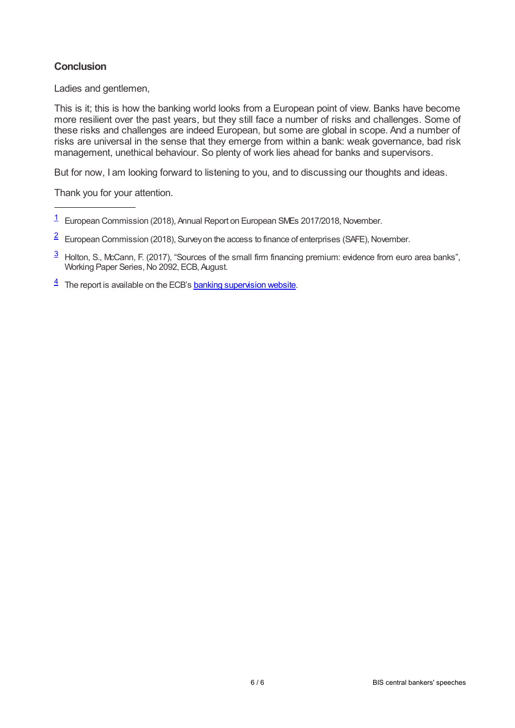## Conclusion

Ladies and gentlemen,

This is it; this is how the banking world looks from a European point of view. Banks have become more resilient over the past years, but they still face a number of risks and challenges. Some of these risks and challenges are indeed European, but some are global in scope. And a number of risks are universal in the sense that they emerge from within a bank: weak governance, bad risk management, unethical behaviour. So plenty of work lies ahead for banks and supervisors.

But for now, I am looking forward to listening to you, and to discussing our thoughts and ideas.

Thank you for your attention.

---

[1] European Commission (2018), Annual Report on European SMEs 2017/2018, November.

[2] European Commission (2018), Survey on the access to finance of enterprises (SAFE), November.

[3] Holton, S., McCann, F. (2017), "Sources of the small firm financing premium: evidence from euro area banks", Working Paper Series, No 2092, ECB, August.

[4] The report is available on the ECB's banking supervision website.